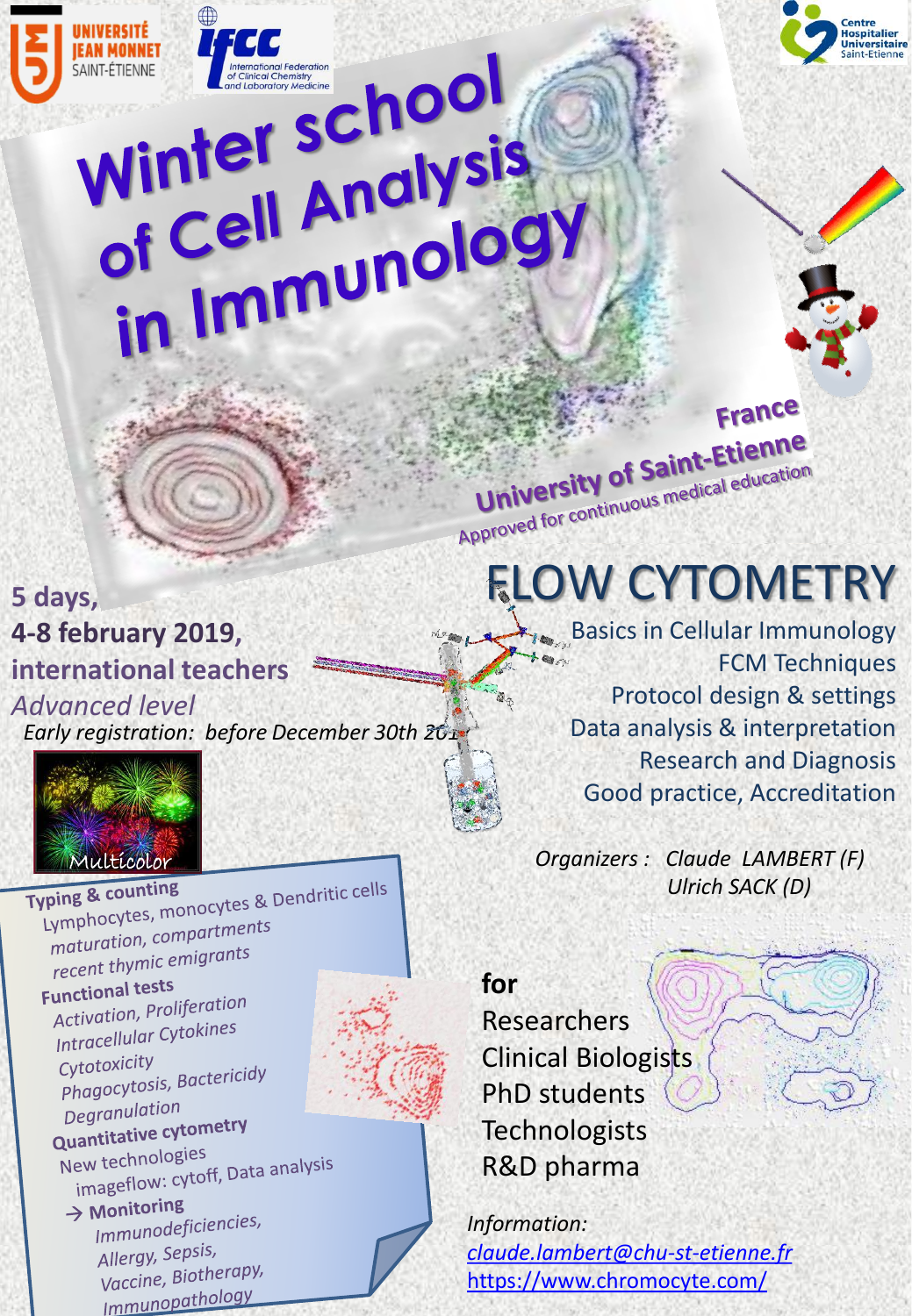UNIVERSITÉ JEAN MONNET SAINT-ÉTIENNE

IFCC International Federation of Clinical Chemistry and Laboratory Medicine

Centre Hospitalier Universitaire Saint-Etienne

# Winter school of Cell Analysis in Immunology

**France**
**University of Saint-Etienne**
Approved for continuous medical education

**5 days,**
**4-8 february 2019,**
**international teachers**
*Advanced level*
*Early registration: before December 30th 201*

## FLOW CYTOMETRY

Basics in Cellular Immunology
FCM Techniques
Protocol design & settings
Data analysis & interpretation
Research and Diagnosis
Good practice, Accreditation

*Organizers : Claude LAMBERT (F)*
*Ulrich SACK (D)*

Multicolor

**Typing & counting**
Lymphocytes, monocytes & Dendritic cells
*maturation, compartments*
*recent thymic emigrants*

**Functional tests**
*Activation, Proliferation*
*Intracellular Cytokines*
*Cytotoxicity*
*Phagocytosis, Bactericidy*
*Degranulation*

**Quantitative cytometry**
New technologies
imageflow: cytoff, Data analysis

→ **Monitoring**
*Immunodeficiencies,*
*Allergy, Sepsis,*
*Vaccine, Biotherapy,*
*Immunopathology*

**for**
Researchers
Clinical Biologists
PhD students
Technologists
R&D pharma

*Information:*
claude.lambert@chu-st-etienne.fr
https://www.chromocyte.com/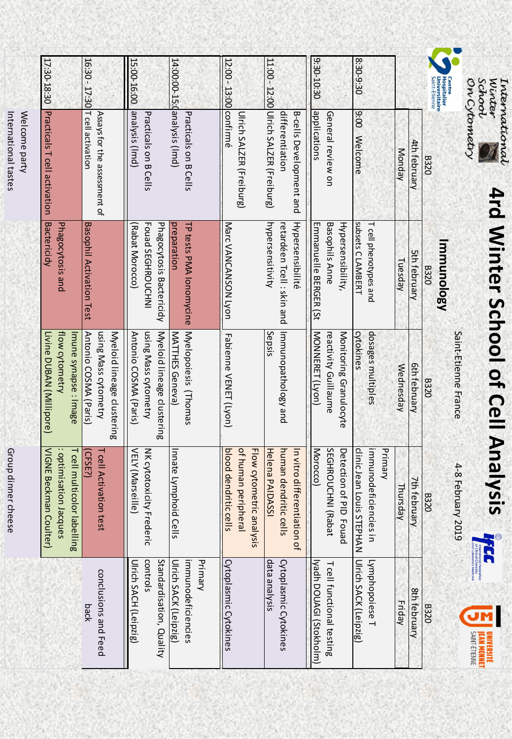# 4rd Winter School of Cell Analysis

International Winter School On Cytometry

Centre Hospitalier Universitaire Saint-Etienne

## Immunology

Saint-Etienne France

4-8 February 2019

| | Monday 4th february B320 | Tuesday 5th february B320 | Wednesday 6th february B320 | Thursday 7th february B320 | Friday 8th february B320 |
|---|---|---|---|---|---|
| 8:30-9:30 | 9:00 Welcome | T cell phenotypes and subsets CLAMBERT | dosages multiples cytokines | Primary immunodeficiencies in clinic Jean Louis STEPHAN | Lymphopoiese T Ulrich SACK (Leipzig) |
| 9:30-10:30 | General review on applications | Hypersensibility, Basophils Anne Emmanuelle BERGER (St | Monitoring Granulocyte reactivity Guillaume MONNERET (Lyon) | Detection of PID Fouad SEGHROUCHNI (Rabat Morocco) | T cell functional testing Iyadh DOUAGI (Stokholm) |
| 11:00 - 12:00 | B-cells Development and differentiation Ulrich SALZER (Freiburg) | Hypersensibilité retardéen Tcell : skin and hypersensitivity | Immunopathology and Sepsis | In vitro differentiation of human dendritic cells Helena PAIDASSI | Cytoplasmic Cytokines data analysis |
| 12:00 - 13:00 | Ulrich SALZER (Freiburg) confirmé | Marc VANCANSON Lyon | Fabienne VENET (Lyon) | Flow cytometric analysis of human peripheral blood dendritic cells | Cytoplasmic Cytokines |
| 14:00:00-15:00 | Practicals on B Cells analysis (lmd) | TP tests PMA Ionomycine preparation | Myelopoiesis (Thomas MATTHES Geneva) | Innate Lymphoid Cells | Primary immunodeficiencies Ulrich SACK (Leipzig) |
| 15:00-16:00 | Practicals on B Cells analysis (lmd) | Phagocytosis Bactericidy Fouad SEGHROUCHNI (Rabat Morocco) | Myeloid lineage clustering using Mass cytometry Antonio COSMA (Paris) | NK cytotoxicity Frederic VELY (Marseille) | Standardisation, Quality controls Ulrich SACH (Leipzig) |
| 16:30 - 17:30 | Assays for the assessment of T cell activation | Basophil Activation Test | Myeloid lineage clustering using Mass cytometry Antonio COSMA (Paris) | T cell Activation test (CFSE?) | conclusions and Feed back |
| 17:30-18:30 | Practicals T cell activation | Phagocytosis and Bactericidy | Imune synapse : Image flow cytometry Livine DUBAN (Millipore) | T cell multicolor labelling : optimisation Jacques VIGNE Beckman Coulter) | |
| | Welcome party International tastes | | | Group dinner cheese | |